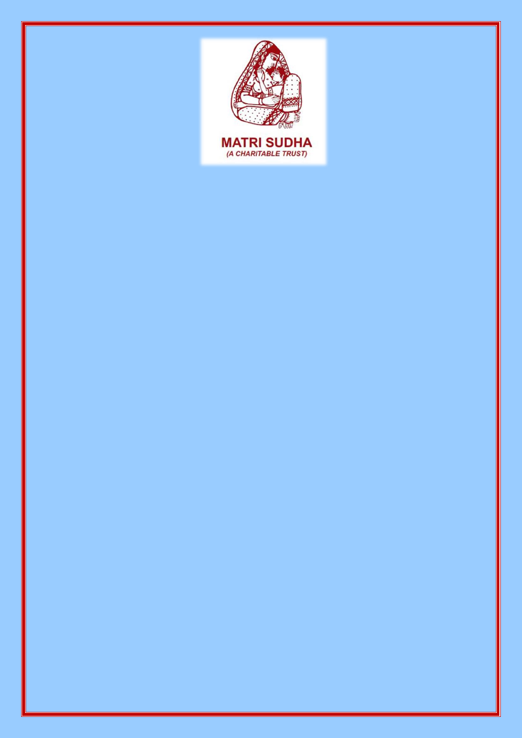MATRI SUDHA

*(A CHARITABLE TRUST)*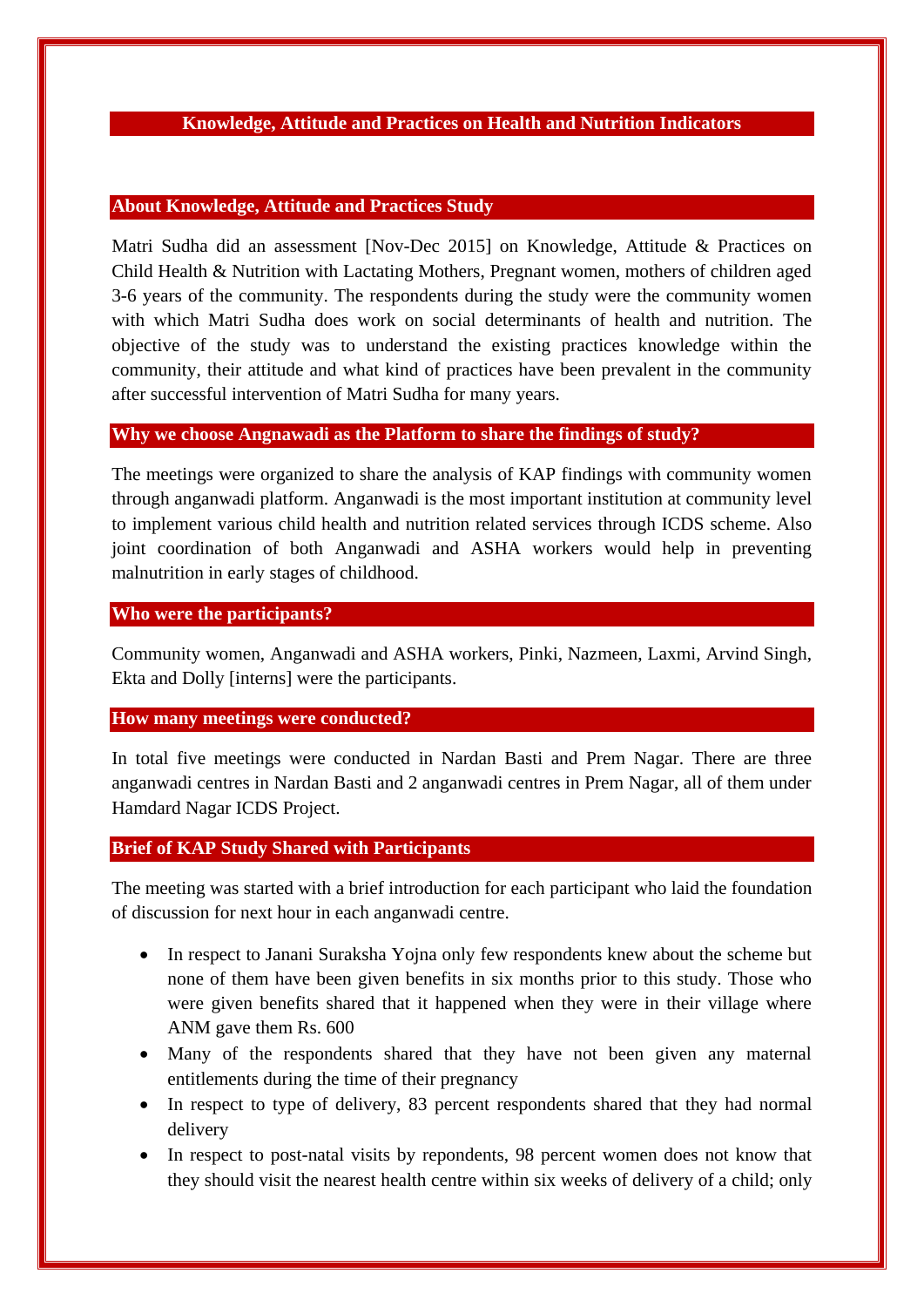## Knowledge, Attitude and Practices on Health and Nutrition Indicators

### About Knowledge, Attitude and Practices Study

Matri Sudha did an assessment [Nov-Dec 2015] on Knowledge, Attitude & Practices on Child Health & Nutrition with Lactating Mothers, Pregnant women, mothers of children aged 3-6 years of the community. The respondents during the study were the community women with which Matri Sudha does work on social determinants of health and nutrition. The objective of the study was to understand the existing practices knowledge within the community, their attitude and what kind of practices have been prevalent in the community after successful intervention of Matri Sudha for many years.

### Why we choose Angnawadi as the Platform to share the findings of study?

The meetings were organized to share the analysis of KAP findings with community women through anganwadi platform. Anganwadi is the most important institution at community level to implement various child health and nutrition related services through ICDS scheme. Also joint coordination of both Anganwadi and ASHA workers would help in preventing malnutrition in early stages of childhood.

### Who were the participants?

Community women, Anganwadi and ASHA workers, Pinki, Nazmeen, Laxmi, Arvind Singh, Ekta and Dolly [interns] were the participants.

### How many meetings were conducted?

In total five meetings were conducted in Nardan Basti and Prem Nagar. There are three anganwadi centres in Nardan Basti and 2 anganwadi centres in Prem Nagar, all of them under Hamdard Nagar ICDS Project.

### Brief of KAP Study Shared with Participants

The meeting was started with a brief introduction for each participant who laid the foundation of discussion for next hour in each anganwadi centre.

- In respect to Janani Suraksha Yojna only few respondents knew about the scheme but none of them have been given benefits in six months prior to this study. Those who were given benefits shared that it happened when they were in their village where ANM gave them Rs. 600
- Many of the respondents shared that they have not been given any maternal entitlements during the time of their pregnancy
- In respect to type of delivery, 83 percent respondents shared that they had normal delivery
- In respect to post-natal visits by repondents, 98 percent women does not know that they should visit the nearest health centre within six weeks of delivery of a child; only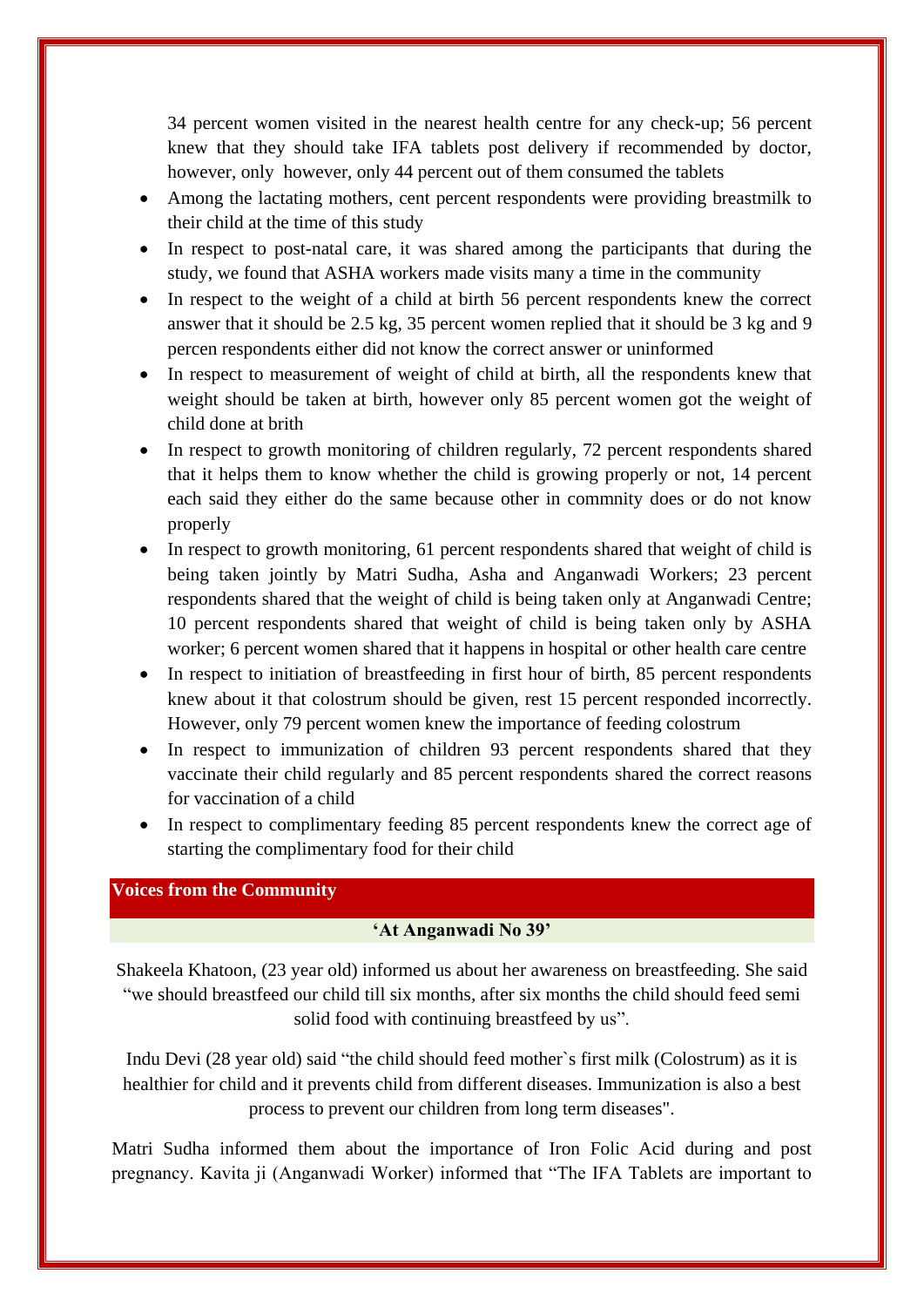34 percent women visited in the nearest health centre for any check-up; 56 percent knew that they should take IFA tablets post delivery if recommended by doctor, however, only however, only 44 percent out of them consumed the tablets

- Among the lactating mothers, cent percent respondents were providing breastmilk to their child at the time of this study
- In respect to post-natal care, it was shared among the participants that during the study, we found that ASHA workers made visits many a time in the community
- In respect to the weight of a child at birth 56 percent respondents knew the correct answer that it should be 2.5 kg, 35 percent women replied that it should be 3 kg and 9 percen respondents either did not know the correct answer or uninformed
- In respect to measurement of weight of child at birth, all the respondents knew that weight should be taken at birth, however only 85 percent women got the weight of child done at brith
- In respect to growth monitoring of children regularly, 72 percent respondents shared that it helps them to know whether the child is growing properly or not, 14 percent each said they either do the same because other in commnity does or do not know properly
- In respect to growth monitoring, 61 percent respondents shared that weight of child is being taken jointly by Matri Sudha, Asha and Anganwadi Workers; 23 percent respondents shared that the weight of child is being taken only at Anganwadi Centre; 10 percent respondents shared that weight of child is being taken only by ASHA worker; 6 percent women shared that it happens in hospital or other health care centre
- In respect to initiation of breastfeeding in first hour of birth, 85 percent respondents knew about it that colostrum should be given, rest 15 percent responded incorrectly. However, only 79 percent women knew the importance of feeding colostrum
- In respect to immunization of children 93 percent respondents shared that they vaccinate their child regularly and 85 percent respondents shared the correct reasons for vaccination of a child
- In respect to complimentary feeding 85 percent respondents knew the correct age of starting the complimentary food for their child

## Voices from the Community

### 'At Anganwadi No 39'

Shakeela Khatoon, (23 year old) informed us about her awareness on breastfeeding. She said "we should breastfeed our child till six months, after six months the child should feed semi solid food with continuing breastfeed by us".

Indu Devi (28 year old) said "the child should feed mother`s first milk (Colostrum) as it is healthier for child and it prevents child from different diseases. Immunization is also a best process to prevent our children from long term diseases".

Matri Sudha informed them about the importance of Iron Folic Acid during and post pregnancy. Kavita ji (Anganwadi Worker) informed that "The IFA Tablets are important to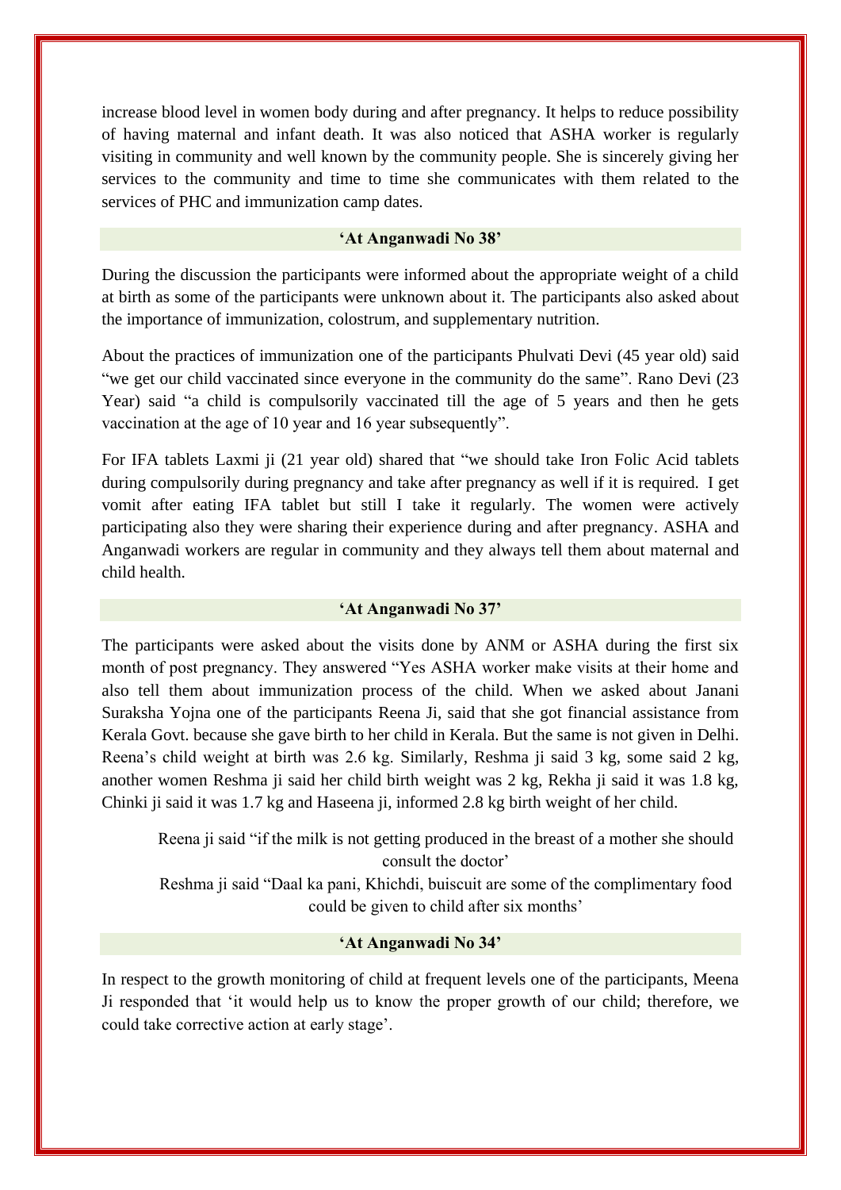increase blood level in women body during and after pregnancy. It helps to reduce possibility of having maternal and infant death. It was also noticed that ASHA worker is regularly visiting in community and well known by the community people. She is sincerely giving her services to the community and time to time she communicates with them related to the services of PHC and immunization camp dates.

### ‘At Anganwadi No 38’

During the discussion the participants were informed about the appropriate weight of a child at birth as some of the participants were unknown about it. The participants also asked about the importance of immunization, colostrum, and supplementary nutrition.

About the practices of immunization one of the participants Phulvati Devi (45 year old) said “we get our child vaccinated since everyone in the community do the same”. Rano Devi (23 Year) said “a child is compulsorily vaccinated till the age of 5 years and then he gets vaccination at the age of 10 year and 16 year subsequently”.

For IFA tablets Laxmi ji (21 year old) shared that “we should take Iron Folic Acid tablets during compulsorily during pregnancy and take after pregnancy as well if it is required. I get vomit after eating IFA tablet but still I take it regularly. The women were actively participating also they were sharing their experience during and after pregnancy. ASHA and Anganwadi workers are regular in community and they always tell them about maternal and child health.

### ‘At Anganwadi No 37’

The participants were asked about the visits done by ANM or ASHA during the first six month of post pregnancy. They answered “Yes ASHA worker make visits at their home and also tell them about immunization process of the child. When we asked about Janani Suraksha Yojna one of the participants Reena Ji, said that she got financial assistance from Kerala Govt. because she gave birth to her child in Kerala. But the same is not given in Delhi. Reena’s child weight at birth was 2.6 kg. Similarly, Reshma ji said 3 kg, some said 2 kg, another women Reshma ji said her child birth weight was 2 kg, Rekha ji said it was 1.8 kg, Chinki ji said it was 1.7 kg and Haseena ji, informed 2.8 kg birth weight of her child.

> Reena ji said “if the milk is not getting produced in the breast of a mother she should consult the doctor’
>
> Reshma ji said “Daal ka pani, Khichdi, buiscuit are some of the complimentary food could be given to child after six months’

### ‘At Anganwadi No 34’

In respect to the growth monitoring of child at frequent levels one of the participants, Meena Ji responded that ‘it would help us to know the proper growth of our child; therefore, we could take corrective action at early stage’.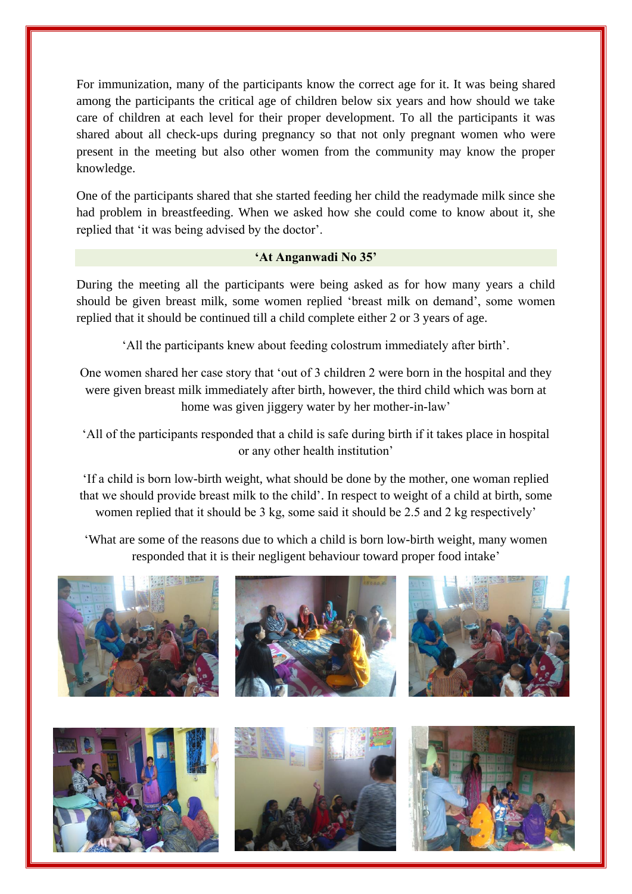For immunization, many of the participants know the correct age for it. It was being shared among the participants the critical age of children below six years and how should we take care of children at each level for their proper development. To all the participants it was shared about all check-ups during pregnancy so that not only pregnant women who were present in the meeting but also other women from the community may know the proper knowledge.

One of the participants shared that she started feeding her child the readymade milk since she had problem in breastfeeding. When we asked how she could come to know about it, she replied that 'it was being advised by the doctor'.

**'At Anganwadi No 35'**

During the meeting all the participants were being asked as for how many years a child should be given breast milk, some women replied 'breast milk on demand', some women replied that it should be continued till a child complete either 2 or 3 years of age.

'All the participants knew about feeding colostrum immediately after birth'.

One women shared her case story that 'out of 3 children 2 were born in the hospital and they were given breast milk immediately after birth, however, the third child which was born at home was given jiggery water by her mother-in-law'

'All of the participants responded that a child is safe during birth if it takes place in hospital or any other health institution'

'If a child is born low-birth weight, what should be done by the mother, one woman replied that we should provide breast milk to the child'. In respect to weight of a child at birth, some women replied that it should be 3 kg, some said it should be 2.5 and 2 kg respectively'

'What are some of the reasons due to which a child is born low-birth weight, many women responded that it is their negligent behaviour toward proper food intake'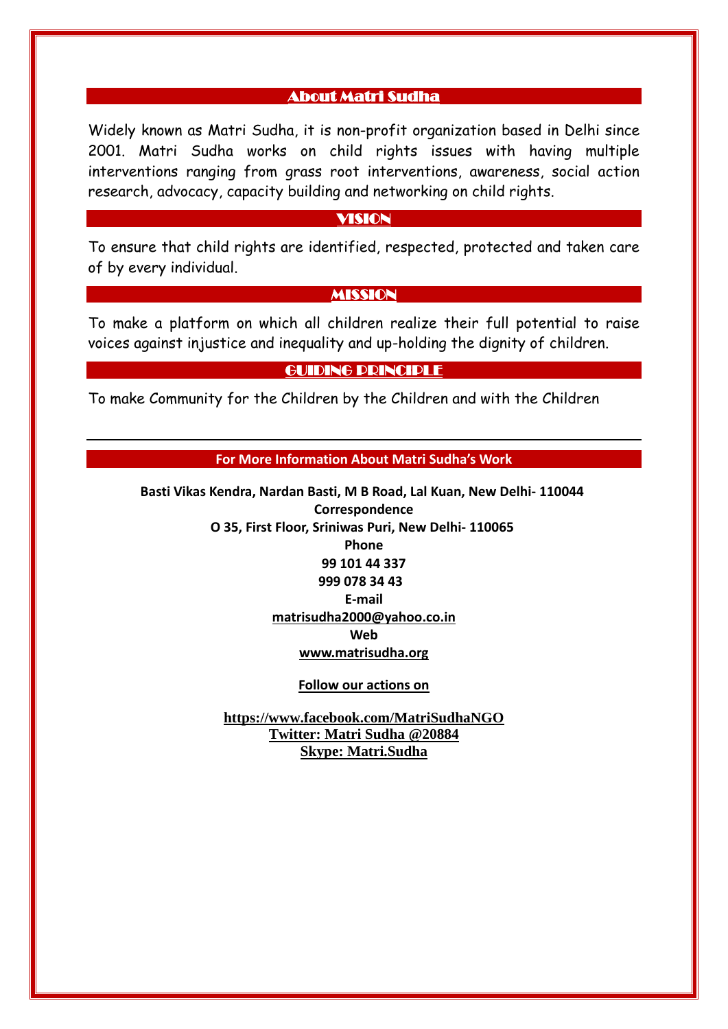## About Matri Sudha

Widely known as Matri Sudha, it is non-profit organization based in Delhi since 2001. Matri Sudha works on child rights issues with having multiple interventions ranging from grass root interventions, awareness, social action research, advocacy, capacity building and networking on child rights.

## VISION

To ensure that child rights are identified, respected, protected and taken care of by every individual.

## MISSION

To make a platform on which all children realize their full potential to raise voices against injustice and inequality and up-holding the dignity of children.

## GUIDING PRINCIPLE

To make Community for the Children by the Children and with the Children

---

## For More Information About Matri Sudha's Work

**Basti Vikas Kendra, Nardan Basti, M B Road, Lal Kuan, New Delhi- 110044**

**Correspondence**

**O 35, First Floor, Sriniwas Puri, New Delhi- 110065**

**Phone**

**99 101 44 337**

**999 078 34 43**

**E-mail**

**matrisudha2000@yahoo.co.in**

**Web**

**www.matrisudha.org**

**Follow our actions on**

**https://www.facebook.com/MatriSudhaNGO**

**Twitter: Matri Sudha @20884**

**Skype: Matri.Sudha**